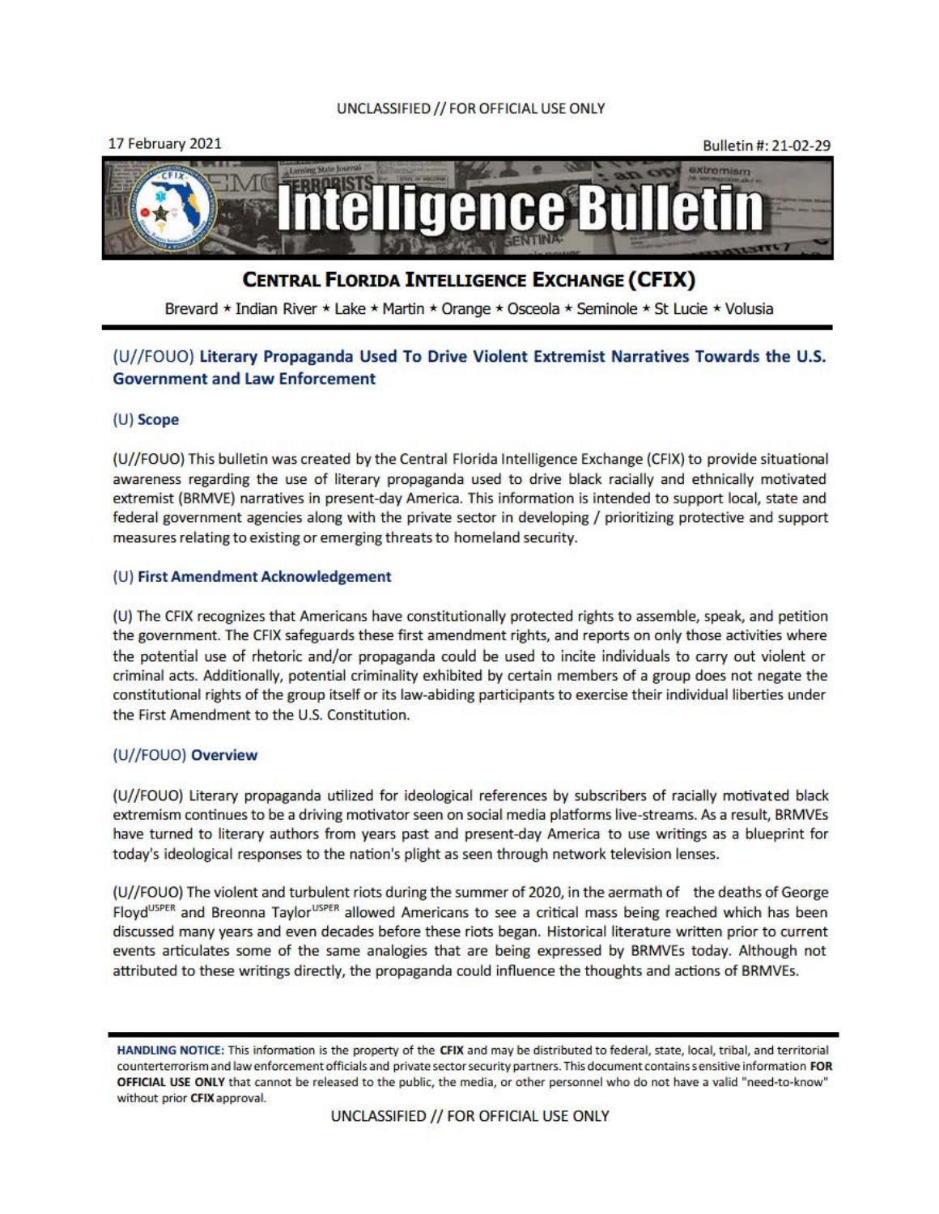UNCLASSIFIED // FOR OFFICIAL USE ONLY

17 February 2021

Bulletin #: 21-02-29

# Intelligence Bulletin

## CENTRAL FLORIDA INTELLIGENCE EXCHANGE (CFIX)

Brevard * Indian River * Lake * Martin * Orange * Osceola * Seminole * St Lucie * Volusia

## (U//FOUO) Literary Propaganda Used To Drive Violent Extremist Narratives Towards the U.S. Government and Law Enforcement

### (U) Scope

(U//FOUO) This bulletin was created by the Central Florida Intelligence Exchange (CFIX) to provide situational awareness regarding the use of literary propaganda used to drive black racially and ethnically motivated extremist (BRMVE) narratives in present-day America. This information is intended to support local, state and federal government agencies along with the private sector in developing / prioritizing protective and support measures relating to existing or emerging threats to homeland security.

### (U) First Amendment Acknowledgement

(U) The CFIX recognizes that Americans have constitutionally protected rights to assemble, speak, and petition the government. The CFIX safeguards these first amendment rights, and reports on only those activities where the potential use of rhetoric and/or propaganda could be used to incite individuals to carry out violent or criminal acts. Additionally, potential criminality exhibited by certain members of a group does not negate the constitutional rights of the group itself or its law-abiding participants to exercise their individual liberties under the First Amendment to the U.S. Constitution.

### (U//FOUO) Overview

(U//FOUO) Literary propaganda utilized for ideological references by subscribers of racially motivated black extremism continues to be a driving motivator seen on social media platforms live-streams. As a result, BRMVEs have turned to literary authors from years past and present-day America to use writings as a blueprint for today's ideological responses to the nation's plight as seen through network television lenses.

(U//FOUO) The violent and turbulent riots during the summer of 2020, in the aermath of the deaths of George Floyd[USPER] and Breonna Taylor[USPER] allowed Americans to see a critical mass being reached which has been discussed many years and even decades before these riots began. Historical literature written prior to current events articulates some of the same analogies that are being expressed by BRMVEs today. Although not attributed to these writings directly, the propaganda could influence the thoughts and actions of BRMVEs.

**HANDLING NOTICE:** This information is the property of the **CFIX** and may be distributed to federal, state, local, tribal, and territorial counterterrorism and law enforcement officials and private sector security partners. This document contains sensitive information **FOR OFFICIAL USE ONLY** that cannot be released to the public, the media, or other personnel who do not have a valid "need-to-know" without prior **CFIX** approval.

UNCLASSIFIED // FOR OFFICIAL USE ONLY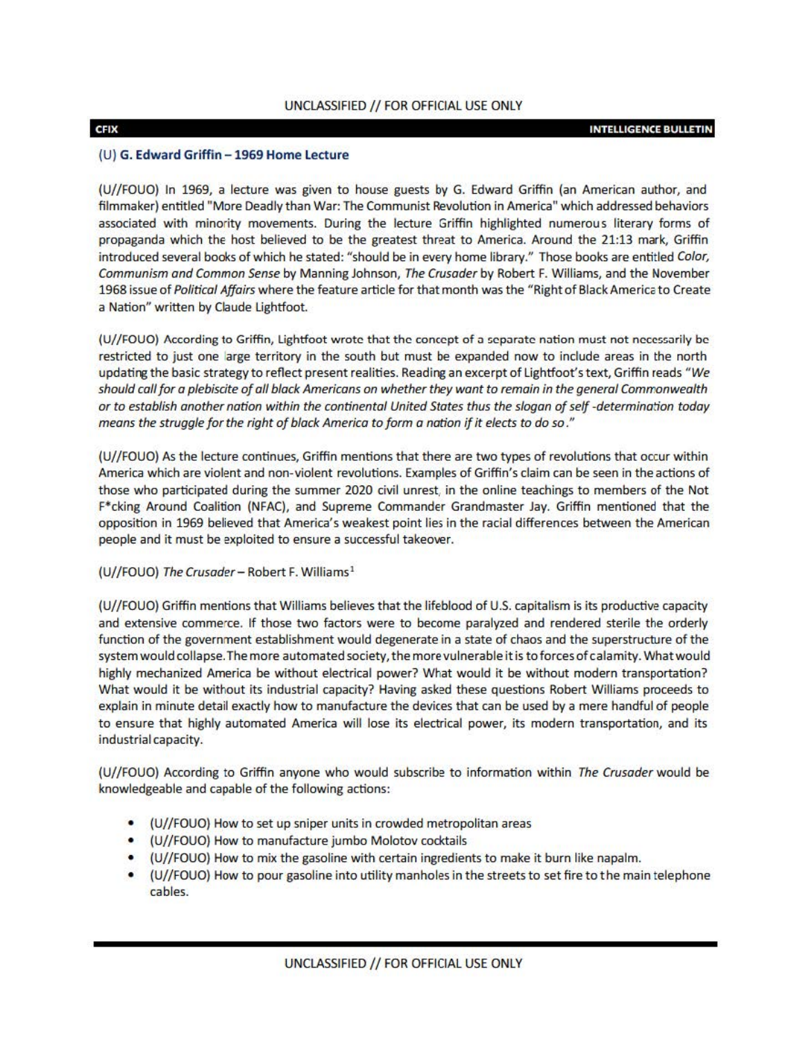## (U) G. Edward Griffin – 1969 Home Lecture

(U//FOUO) In 1969, a lecture was given to house guests by G. Edward Griffin (an American author, and filmmaker) entitled "More Deadly than War: The Communist Revolution in America" which addressed behaviors associated with minority movements. During the lecture Griffin highlighted numerous literary forms of propaganda which the host believed to be the greatest threat to America. Around the 21:13 mark, Griffin introduced several books of which he stated: "should be in every home library." Those books are entitled *Color, Communism and Common Sense* by Manning Johnson, *The Crusader* by Robert F. Williams, and the November 1968 issue of *Political Affairs* where the feature article for that month was the "Right of Black America to Create a Nation" written by Claude Lightfoot.

(U//FOUO) According to Griffin, Lightfoot wrote that the concept of a separate nation must not necessarily be restricted to just one large territory in the south but must be expanded now to include areas in the north updating the basic strategy to reflect present realities. Reading an excerpt of Lightfoot's text, Griffin reads "*We should call for a plebiscite of all black Americans on whether they want to remain in the general Commonwealth or to establish another nation within the continental United States thus the slogan of self -determination today means the struggle for the right of black America to form a nation if it elects to do so*."

(U//FOUO) As the lecture continues, Griffin mentions that there are two types of revolutions that occur within America which are violent and non-violent revolutions. Examples of Griffin's claim can be seen in the actions of those who participated during the summer 2020 civil unrest, in the online teachings to members of the Not F*cking Around Coalition (NFAC), and Supreme Commander Grandmaster Jay. Griffin mentioned that the opposition in 1969 believed that America's weakest point lies in the racial differences between the American people and it must be exploited to ensure a successful takeover.

(U//FOUO) *The Crusader* – Robert F. Williams[1]

(U//FOUO) Griffin mentions that Williams believes that the lifeblood of U.S. capitalism is its productive capacity and extensive commerce. If those two factors were to become paralyzed and rendered sterile the orderly function of the government establishment would degenerate in a state of chaos and the superstructure of the system would collapse. The more automated society, the more vulnerable it is to forces of calamity. What would highly mechanized America be without electrical power? What would it be without modern transportation? What would it be without its industrial capacity? Having asked these questions Robert Williams proceeds to explain in minute detail exactly how to manufacture the devices that can be used by a mere handful of people to ensure that highly automated America will lose its electrical power, its modern transportation, and its industrial capacity.

(U//FOUO) According to Griffin anyone who would subscribe to information within *The Crusader* would be knowledgeable and capable of the following actions:

- (U//FOUO) How to set up sniper units in crowded metropolitan areas
- (U//FOUO) How to manufacture jumbo Molotov cocktails
- (U//FOUO) How to mix the gasoline with certain ingredients to make it burn like napalm.
- (U//FOUO) How to pour gasoline into utility manholes in the streets to set fire to the main telephone cables.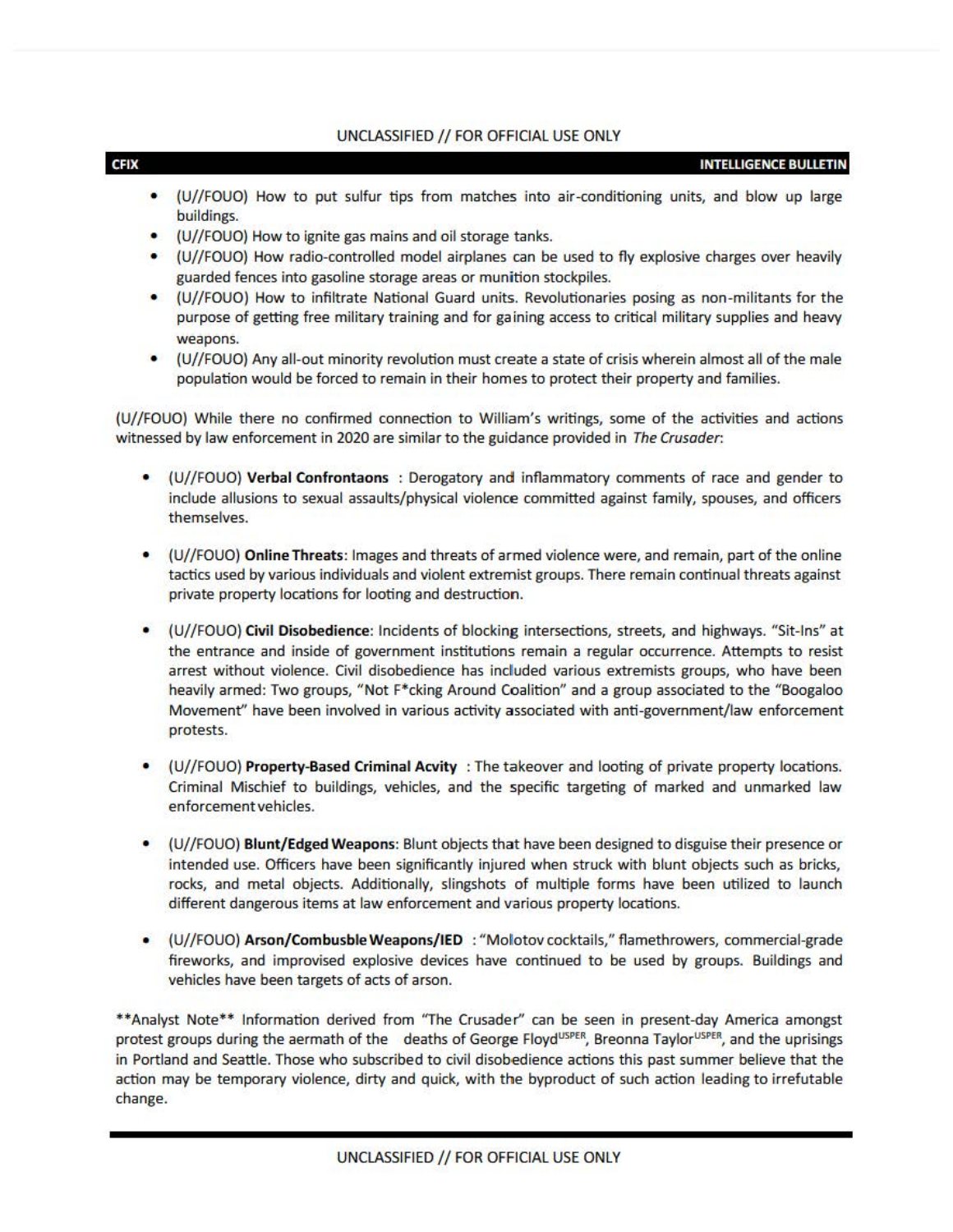- (U//FOUO) How to put sulfur tips from matches into air-conditioning units, and blow up large buildings.
- (U//FOUO) How to ignite gas mains and oil storage tanks.
- (U//FOUO) How radio-controlled model airplanes can be used to fly explosive charges over heavily guarded fences into gasoline storage areas or munition stockpiles.
- (U//FOUO) How to infiltrate National Guard units. Revolutionaries posing as non-militants for the purpose of getting free military training and for gaining access to critical military supplies and heavy weapons.
- (U//FOUO) Any all-out minority revolution must create a state of crisis wherein almost all of the male population would be forced to remain in their homes to protect their property and families.

(U//FOUO) While there no confirmed connection to William's writings, some of the activities and actions witnessed by law enforcement in 2020 are similar to the guidance provided in *The Crusader*:

- (U//FOUO) **Verbal Confrontaons** : Derogatory and inflammatory comments of race and gender to include allusions to sexual assaults/physical violence committed against family, spouses, and officers themselves.

- (U//FOUO) **Online Threats**: Images and threats of armed violence were, and remain, part of the online tactics used by various individuals and violent extremist groups. There remain continual threats against private property locations for looting and destruction.

- (U//FOUO) **Civil Disobedience**: Incidents of blocking intersections, streets, and highways. "Sit-Ins" at the entrance and inside of government institutions remain a regular occurrence. Attempts to resist arrest without violence. Civil disobedience has included various extremists groups, who have been heavily armed: Two groups, "Not F*cking Around Coalition" and a group associated to the "Boogaloo Movement" have been involved in various activity associated with anti-government/law enforcement protests.

- (U//FOUO) **Property-Based Criminal Acvity** : The takeover and looting of private property locations. Criminal Mischief to buildings, vehicles, and the specific targeting of marked and unmarked law enforcement vehicles.

- (U//FOUO) **Blunt/Edged Weapons**: Blunt objects that have been designed to disguise their presence or intended use. Officers have been significantly injured when struck with blunt objects such as bricks, rocks, and metal objects. Additionally, slingshots of multiple forms have been utilized to launch different dangerous items at law enforcement and various property locations.

- (U//FOUO) **Arson/Combusble Weapons/IED** : "Molotov cocktails," flamethrowers, commercial-grade fireworks, and improvised explosive devices have continued to be used by groups. Buildings and vehicles have been targets of acts of arson.

**Analyst Note** Information derived from "The Crusader" can be seen in present-day America amongst protest groups during the aermath of the deaths of George Floyd[USPER], Breonna Taylor[USPER], and the uprisings in Portland and Seattle. Those who subscribed to civil disobedience actions this past summer believe that the action may be temporary violence, dirty and quick, with the byproduct of such action leading to irrefutable change.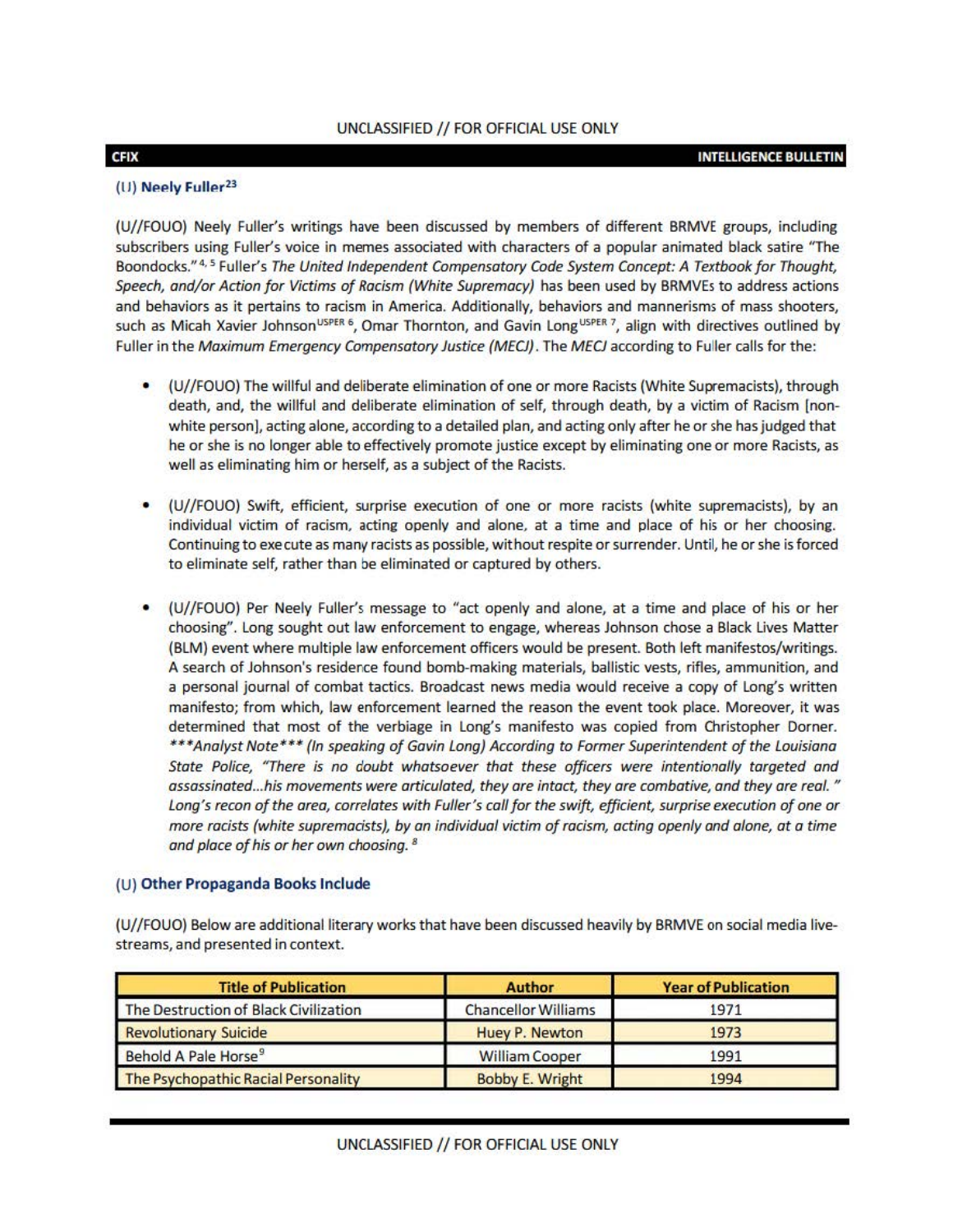UNCLASSIFIED // FOR OFFICIAL USE ONLY

**CFIX** **INTELLIGENCE BULLETIN**

### (U) Neely Fuller[23]

(U//FOUO) Neely Fuller's writings have been discussed by members of different BRMVE groups, including subscribers using Fuller's voice in memes associated with characters of a popular animated black satire "The Boondocks."[4, 5] Fuller's *The United Independent Compensatory Code System Concept: A Textbook for Thought, Speech, and/or Action for Victims of Racism (White Supremacy)* has been used by BRMVEs to address actions and behaviors as it pertains to racism in America. Additionally, behaviors and mannerisms of mass shooters, such as Micah Xavier Johnson[USPER 6], Omar Thornton, and Gavin Long[USPER 7], align with directives outlined by Fuller in the *Maximum Emergency Compensatory Justice (MECJ)*. The *MECJ* according to Fuller calls for the:

- (U//FOUO) The willful and deliberate elimination of one or more Racists (White Supremacists), through death, and, the willful and deliberate elimination of self, through death, by a victim of Racism [non-white person], acting alone, according to a detailed plan, and acting only after he or she has judged that he or she is no longer able to effectively promote justice except by eliminating one or more Racists, as well as eliminating him or herself, as a subject of the Racists.

- (U//FOUO) Swift, efficient, surprise execution of one or more racists (white supremacists), by an individual victim of racism, acting openly and alone, at a time and place of his or her choosing. Continuing to execute as many racists as possible, without respite or surrender. Until, he or she is forced to eliminate self, rather than be eliminated or captured by others.

- (U//FOUO) Per Neely Fuller's message to "act openly and alone, at a time and place of his or her choosing". Long sought out law enforcement to engage, whereas Johnson chose a Black Lives Matter (BLM) event where multiple law enforcement officers would be present. Both left manifestos/writings. A search of Johnson's residence found bomb-making materials, ballistic vests, rifles, ammunition, and a personal journal of combat tactics. Broadcast news media would receive a copy of Long's written manifesto; from which, law enforcement learned the reason the event took place. Moreover, it was determined that most of the verbiage in Long's manifesto was copied from Christopher Dorner. ****Analyst Note**** *(In speaking of Gavin Long) According to Former Superintendent of the Louisiana State Police, "There is no doubt whatsoever that these officers were intentionally targeted and assassinated...his movements were articulated, they are intact, they are combative, and they are real." Long's recon of the area, correlates with Fuller's call for the swift, efficient, surprise execution of one or more racists (white supremacists), by an individual victim of racism, acting openly and alone, at a time and place of his or her own choosing.* [8]

### (U) Other Propaganda Books Include

(U//FOUO) Below are additional literary works that have been discussed heavily by BRMVE on social media live-streams, and presented in context.

| Title of Publication | Author | Year of Publication |
|---|---|---|
| The Destruction of Black Civilization | Chancellor Williams | 1971 |
| Revolutionary Suicide | Huey P. Newton | 1973 |
| Behold A Pale Horse[9] | William Cooper | 1991 |
| The Psychopathic Racial Personality | Bobby E. Wright | 1994 |

UNCLASSIFIED // FOR OFFICIAL USE ONLY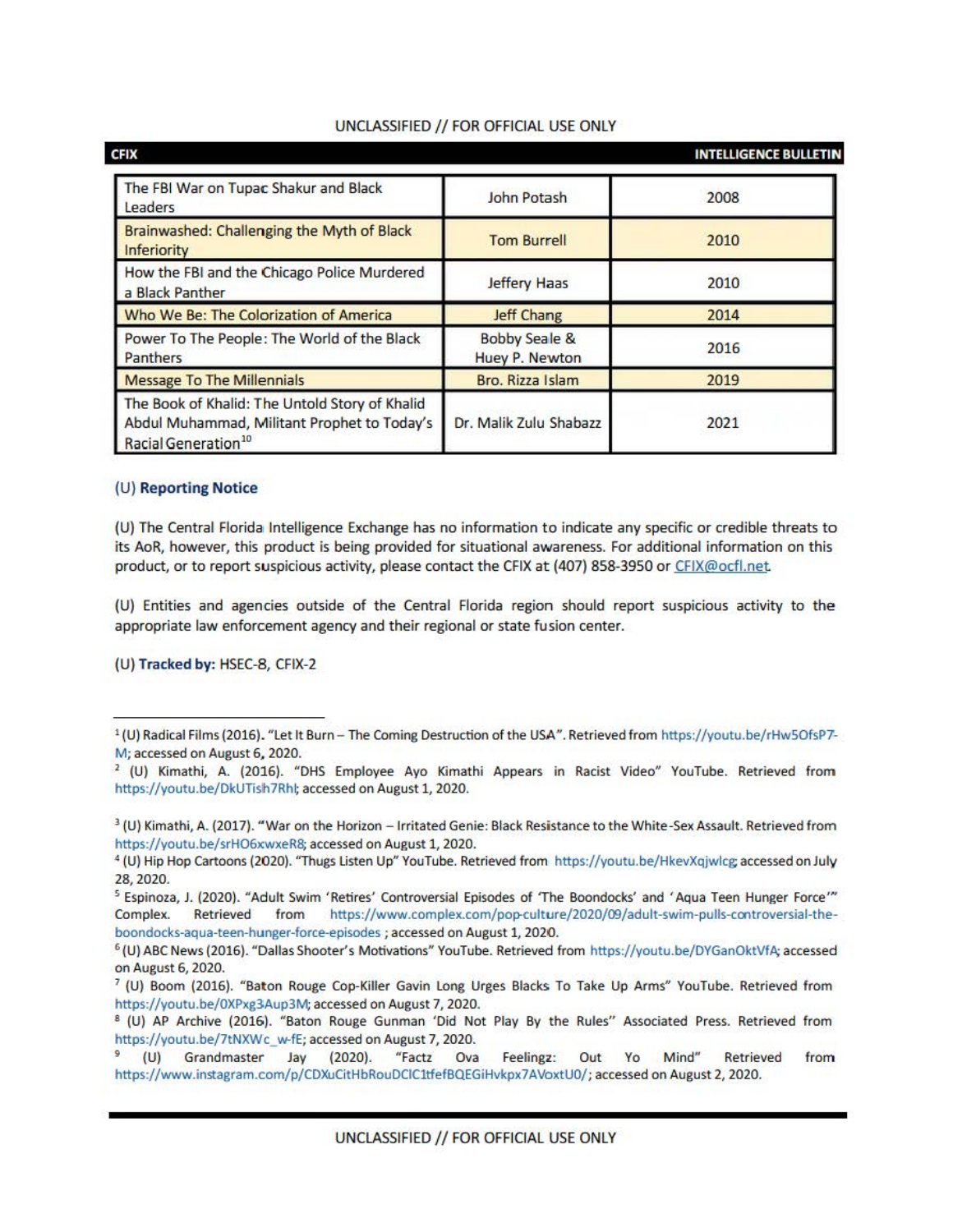UNCLASSIFIED // FOR OFFICIAL USE ONLY

| | | |
|---|---|---|
| The FBI War on Tupac Shakur and Black Leaders | John Potash | 2008 |
| Brainwashed: Challenging the Myth of Black Inferiority | Tom Burrell | 2010 |
| How the FBI and the Chicago Police Murdered a Black Panther | Jeffery Haas | 2010 |
| Who We Be: The Colorization of America | Jeff Chang | 2014 |
| Power To The People: The World of the Black Panthers | Bobby Seale & Huey P. Newton | 2016 |
| Message To The Millennials | Bro. Rizza Islam | 2019 |
| The Book of Khalid: The Untold Story of Khalid Abdul Muhammad, Militant Prophet to Today's Racial Generation[10] | Dr. Malik Zulu Shabazz | 2021 |

### (U) Reporting Notice

(U) The Central Florida Intelligence Exchange has no information to indicate any specific or credible threats to its AoR, however, this product is being provided for situational awareness. For additional information on this product, or to report suspicious activity, please contact the CFIX at (407) 858-3950 or CFIX@ocfl.net.

(U) Entities and agencies outside of the Central Florida region should report suspicious activity to the appropriate law enforcement agency and their regional or state fusion center.

(U) **Tracked by:** HSEC-8, CFIX-2

---

[1] (U) Radical Films (2016). "Let It Burn – The Coming Destruction of the USA". Retrieved from https://youtu.be/rHw5OfsP7-M; accessed on August 6, 2020.

[2] (U) Kimathi, A. (2016). "DHS Employee Ayo Kimathi Appears in Racist Video" YouTube. Retrieved from https://youtu.be/DkUTish7Rhl; accessed on August 1, 2020.

[3] (U) Kimathi, A. (2017). "War on the Horizon – Irritated Genie: Black Resistance to the White-Sex Assault. Retrieved from https://youtu.be/srHO6xwxeR8; accessed on August 1, 2020.

[4] (U) Hip Hop Cartoons (2020). "Thugs Listen Up" YouTube. Retrieved from https://youtu.be/HkevXqjwlcg; accessed on July 28, 2020.

[5] Espinoza, J. (2020). "Adult Swim 'Retires' Controversial Episodes of 'The Boondocks' and 'Aqua Teen Hunger Force'" Complex. Retrieved from https://www.complex.com/pop-culture/2020/09/adult-swim-pulls-controversial-the-boondocks-aqua-teen-hunger-force-episodes ; accessed on August 1, 2020.

[6] (U) ABC News (2016). "Dallas Shooter's Motivations" YouTube. Retrieved from https://youtu.be/DYGanOktVfA; accessed on August 6, 2020.

[7] (U) Boom (2016). "Baton Rouge Cop-Killer Gavin Long Urges Blacks To Take Up Arms" YouTube. Retrieved from https://youtu.be/0XPxg3Aup3M; accessed on August 7, 2020.

[8] (U) AP Archive (2016). "Baton Rouge Gunman 'Did Not Play By the Rules" Associated Press. Retrieved from https://youtu.be/7tNXWc_w-fE; accessed on August 7, 2020.

[9] (U) Grandmaster Jay (2020). "Factz Ova Feelingz: Out Yo Mind" Retrieved from https://www.instagram.com/p/CDXuCitHbRouDClC1tfefBQEGiHvkpx7AVoxtU0/; accessed on August 2, 2020.

UNCLASSIFIED // FOR OFFICIAL USE ONLY